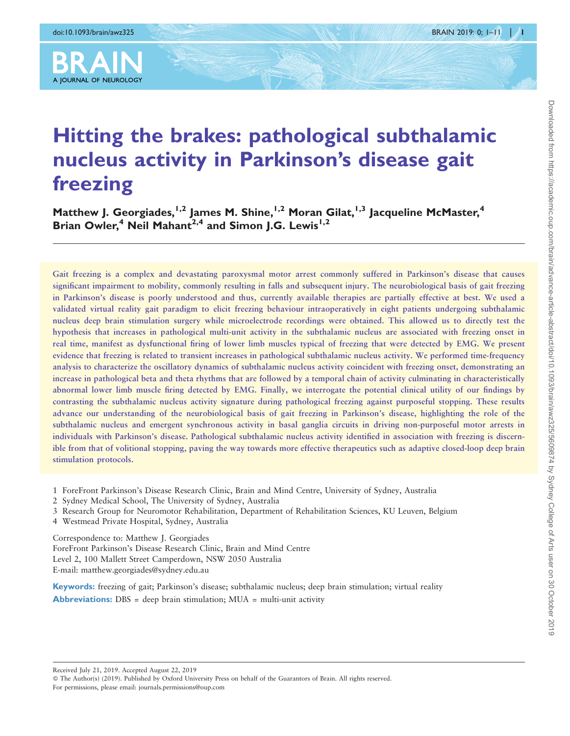# Hitting the brakes: pathological subthalamic nucleus activity in Parkinson's disease gait freezing

**Matthew J. Georgiades,[1,2] James M. Shine,[1,2] Moran Gilat,[1,3] Jacqueline McMaster,[4] Brian Owler,[4] Neil Mahant[2,4] and Simon J.G. Lewis[1,2]**

Gait freezing is a complex and devastating paroxysmal motor arrest commonly suffered in Parkinson's disease that causes significant impairment to mobility, commonly resulting in falls and subsequent injury. The neurobiological basis of gait freezing in Parkinson's disease is poorly understood and thus, currently available therapies are partially effective at best. We used a validated virtual reality gait paradigm to elicit freezing behaviour intraoperatively in eight patients undergoing subthalamic nucleus deep brain stimulation surgery while microelectrode recordings were obtained. This allowed us to directly test the hypothesis that increases in pathological multi-unit activity in the subthalamic nucleus are associated with freezing onset in real time, manifest as dysfunctional firing of lower limb muscles typical of freezing that were detected by EMG. We present evidence that freezing is related to transient increases in pathological subthalamic nucleus activity. We performed time-frequency analysis to characterize the oscillatory dynamics of subthalamic nucleus activity coincident with freezing onset, demonstrating an increase in pathological beta and theta rhythms that are followed by a temporal chain of activity culminating in characteristically abnormal lower limb muscle firing detected by EMG. Finally, we interrogate the potential clinical utility of our findings by contrasting the subthalamic nucleus activity signature during pathological freezing against purposeful stopping. These results advance our understanding of the neurobiological basis of gait freezing in Parkinson's disease, highlighting the role of the subthalamic nucleus and emergent synchronous activity in basal ganglia circuits in driving non-purposeful motor arrests in individuals with Parkinson's disease. Pathological subthalamic nucleus activity identified in association with freezing is discernible from that of volitional stopping, paving the way towards more effective therapeutics such as adaptive closed-loop deep brain stimulation protocols.

1 ForeFront Parkinson's Disease Research Clinic, Brain and Mind Centre, University of Sydney, Australia
2 Sydney Medical School, The University of Sydney, Australia
3 Research Group for Neuromotor Rehabilitation, Department of Rehabilitation Sciences, KU Leuven, Belgium
4 Westmead Private Hospital, Sydney, Australia

Correspondence to: Matthew J. Georgiades
ForeFront Parkinson's Disease Research Clinic, Brain and Mind Centre
Level 2, 100 Mallett Street Camperdown, NSW 2050 Australia
E-mail: matthew.georgiades@sydney.edu.au

**Keywords:** freezing of gait; Parkinson's disease; subthalamic nucleus; deep brain stimulation; virtual reality

**Abbreviations:** DBS = deep brain stimulation; MUA = multi-unit activity

Received July 21, 2019. Accepted August 22, 2019
© The Author(s) (2019). Published by Oxford University Press on behalf of the Guarantors of Brain. All rights reserved.
For permissions, please email: journals.permissions@oup.com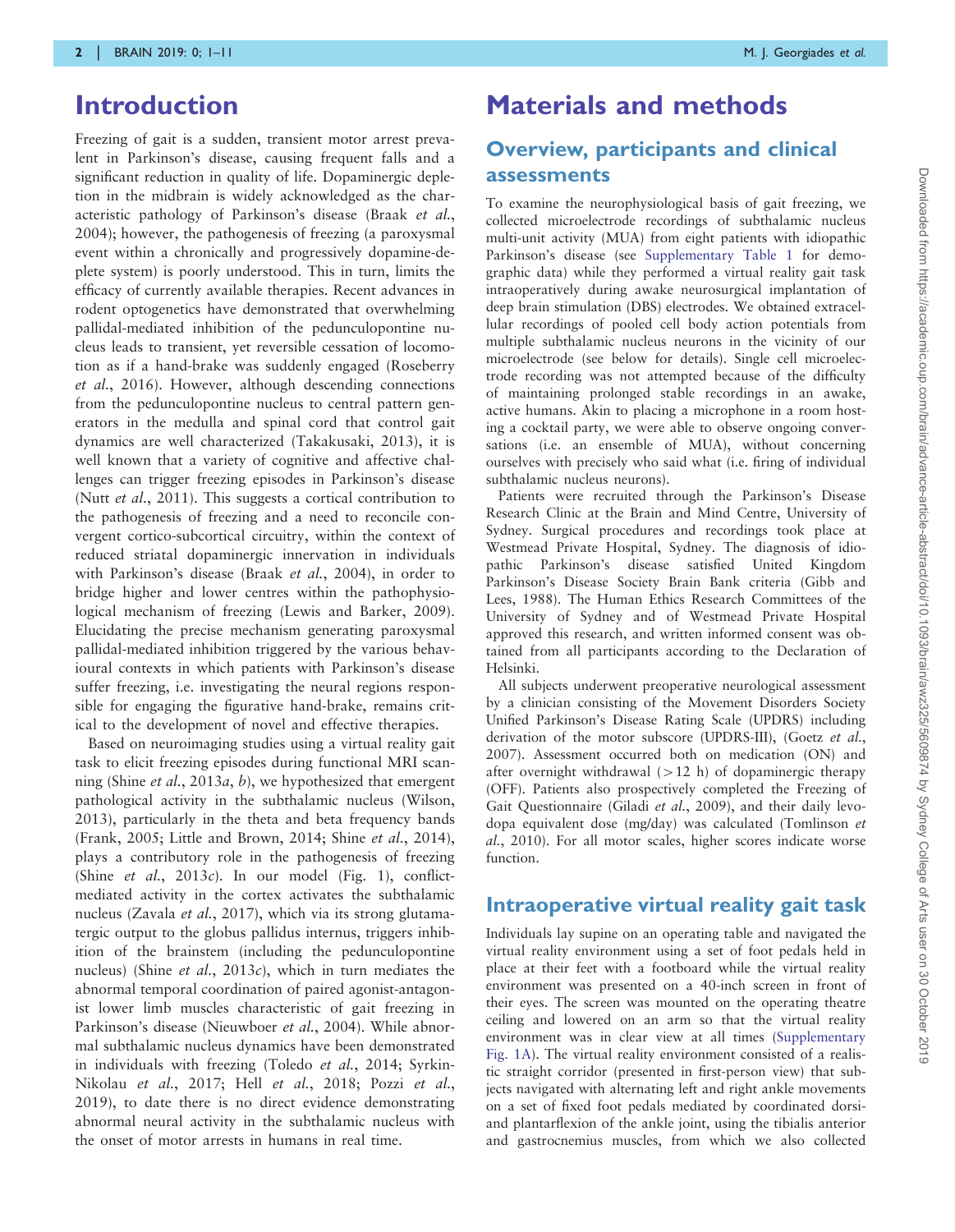# Introduction

Freezing of gait is a sudden, transient motor arrest prevalent in Parkinson's disease, causing frequent falls and a significant reduction in quality of life. Dopaminergic depletion in the midbrain is widely acknowledged as the characteristic pathology of Parkinson's disease (Braak *et al.*, 2004); however, the pathogenesis of freezing (a paroxysmal event within a chronically and progressively dopamine-deplete system) is poorly understood. This in turn, limits the efficacy of currently available therapies. Recent advances in rodent optogenetics have demonstrated that overwhelming pallidal-mediated inhibition of the pedunculopontine nucleus leads to transient, yet reversible cessation of locomotion as if a hand-brake was suddenly engaged (Roseberry *et al.*, 2016). However, although descending connections from the pedunculopontine nucleus to central pattern generators in the medulla and spinal cord that control gait dynamics are well characterized (Takakusaki, 2013), it is well known that a variety of cognitive and affective challenges can trigger freezing episodes in Parkinson's disease (Nutt *et al.*, 2011). This suggests a cortical contribution to the pathogenesis of freezing and a need to reconcile convergent cortico-subcortical circuitry, within the context of reduced striatal dopaminergic innervation in individuals with Parkinson's disease (Braak *et al.*, 2004), in order to bridge higher and lower centres within the pathophysiological mechanism of freezing (Lewis and Barker, 2009). Elucidating the precise mechanism generating paroxysmal pallidal-mediated inhibition triggered by the various behavioural contexts in which patients with Parkinson's disease suffer freezing, i.e. investigating the neural regions responsible for engaging the figurative hand-brake, remains critical to the development of novel and effective therapies.

Based on neuroimaging studies using a virtual reality gait task to elicit freezing episodes during functional MRI scanning (Shine *et al.*, 2013*a*, *b*), we hypothesized that emergent pathological activity in the subthalamic nucleus (Wilson, 2013), particularly in the theta and beta frequency bands (Frank, 2005; Little and Brown, 2014; Shine *et al.*, 2014), plays a contributory role in the pathogenesis of freezing (Shine *et al.*, 2013*c*). In our model (Fig. 1), conflict-mediated activity in the cortex activates the subthalamic nucleus (Zavala *et al.*, 2017), which via its strong glutamatergic output to the globus pallidus internus, triggers inhibition of the brainstem (including the pedunculopontine nucleus) (Shine *et al.*, 2013*c*), which in turn mediates the abnormal temporal coordination of paired agonist-antagonist lower limb muscles characteristic of gait freezing in Parkinson's disease (Nieuwboer *et al.*, 2004). While abnormal subthalamic nucleus dynamics have been demonstrated in individuals with freezing (Toledo *et al.*, 2014; Syrkin-Nikolau *et al.*, 2017; Hell *et al.*, 2018; Pozzi *et al.*, 2019), to date there is no direct evidence demonstrating abnormal neural activity in the subthalamic nucleus with the onset of motor arrests in humans in real time.

# Materials and methods

## Overview, participants and clinical assessments

To examine the neurophysiological basis of gait freezing, we collected microelectrode recordings of subthalamic nucleus multi-unit activity (MUA) from eight patients with idiopathic Parkinson's disease (see Supplementary Table 1 for demographic data) while they performed a virtual reality gait task intraoperatively during awake neurosurgical implantation of deep brain stimulation (DBS) electrodes. We obtained extracellular recordings of pooled cell body action potentials from multiple subthalamic nucleus neurons in the vicinity of our microelectrode (see below for details). Single cell microelectrode recording was not attempted because of the difficulty of maintaining prolonged stable recordings in an awake, active humans. Akin to placing a microphone in a room hosting a cocktail party, we were able to observe ongoing conversations (i.e. an ensemble of MUA), without concerning ourselves with precisely who said what (i.e. firing of individual subthalamic nucleus neurons).

Patients were recruited through the Parkinson's Disease Research Clinic at the Brain and Mind Centre, University of Sydney. Surgical procedures and recordings took place at Westmead Private Hospital, Sydney. The diagnosis of idiopathic Parkinson's disease satisfied United Kingdom Parkinson's Disease Society Brain Bank criteria (Gibb and Lees, 1988). The Human Ethics Research Committees of the University of Sydney and of Westmead Private Hospital approved this research, and written informed consent was obtained from all participants according to the Declaration of Helsinki.

All subjects underwent preoperative neurological assessment by a clinician consisting of the Movement Disorders Society Unified Parkinson's Disease Rating Scale (UPDRS) including derivation of the motor subscore (UPDRS-III), (Goetz *et al.*, 2007). Assessment occurred both on medication (ON) and after overnight withdrawal ($>12$ h) of dopaminergic therapy (OFF). Patients also prospectively completed the Freezing of Gait Questionnaire (Giladi *et al.*, 2009), and their daily levodopa equivalent dose (mg/day) was calculated (Tomlinson *et al.*, 2010). For all motor scales, higher scores indicate worse function.

## Intraoperative virtual reality gait task

Individuals lay supine on an operating table and navigated the virtual reality environment using a set of foot pedals held in place at their feet with a footboard while the virtual reality environment was presented on a 40-inch screen in front of their eyes. The screen was mounted on the operating theatre ceiling and lowered on an arm so that the virtual reality environment was in clear view at all times (Supplementary Fig. 1A). The virtual reality environment consisted of a realistic straight corridor (presented in first-person view) that subjects navigated with alternating left and right ankle movements on a set of fixed foot pedals mediated by coordinated dorsi- and plantarflexion of the ankle joint, using the tibialis anterior and gastrocnemius muscles, from which we also collected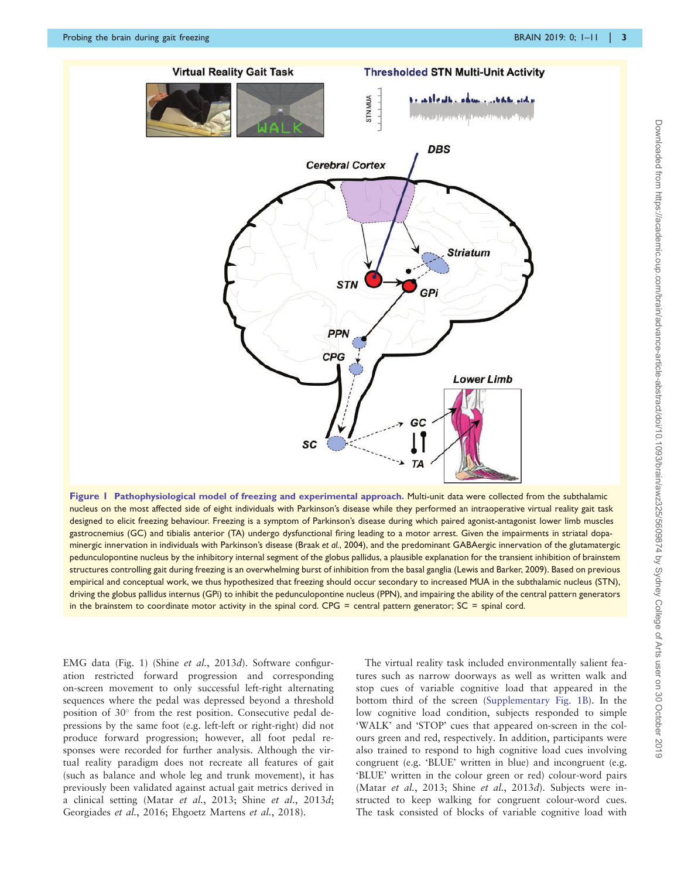**Figure 1 Pathophysiological model of freezing and experimental approach.** Multi-unit data were collected from the subthalamic nucleus on the most affected side of eight individuals with Parkinson's disease while they performed an intraoperative virtual reality gait task designed to elicit freezing behaviour. Freezing is a symptom of Parkinson's disease during which paired agonist-antagonist lower limb muscles gastrocnemius (GC) and tibialis anterior (TA) undergo dysfunctional firing leading to a motor arrest. Given the impairments in striatal dopaminergic innervation in individuals with Parkinson's disease (Braak *et al.*, 2004), and the predominant GABAergic innervation of the glutamatergic pedunculopontine nucleus by the inhibitory internal segment of the globus pallidus, a plausible explanation for the transient inhibition of brainstem structures controlling gait during freezing is an overwhelming burst of inhibition from the basal ganglia (Lewis and Barker, 2009). Based on previous empirical and conceptual work, we thus hypothesized that freezing should occur secondary to increased MUA in the subthalamic nucleus (STN), driving the globus pallidus internus (GPi) to inhibit the pedunculopontine nucleus (PPN), and impairing the ability of the central pattern generators in the brainstem to coordinate motor activity in the spinal cord. CPG = central pattern generator; SC = spinal cord.

EMG data (Fig. 1) (Shine *et al.*, 2013*d*). Software configuration restricted forward progression and corresponding on-screen movement to only successful left-right alternating sequences where the pedal was depressed beyond a threshold position of 30° from the rest position. Consecutive pedal depressions by the same foot (e.g. left-left or right-right) did not produce forward progression; however, all foot pedal responses were recorded for further analysis. Although the virtual reality paradigm does not recreate all features of gait (such as balance and whole leg and trunk movement), it has previously been validated against actual gait metrics derived in a clinical setting (Matar *et al.*, 2013; Shine *et al.*, 2013*d*; Georgiades *et al.*, 2016; Ehgoetz Martens *et al.*, 2018).

The virtual reality task included environmentally salient features such as narrow doorways as well as written walk and stop cues of variable cognitive load that appeared in the bottom third of the screen (Supplementary Fig. 1B). In the low cognitive load condition, subjects responded to simple 'WALK' and 'STOP' cues that appeared on-screen in the colours green and red, respectively. In addition, participants were also trained to respond to high cognitive load cues involving congruent (e.g. 'BLUE' written in blue) and incongruent (e.g. 'BLUE' written in the colour green or red) colour-word pairs (Matar *et al.*, 2013; Shine *et al.*, 2013*d*). Subjects were instructed to keep walking for congruent colour-word cues. The task consisted of blocks of variable cognitive load with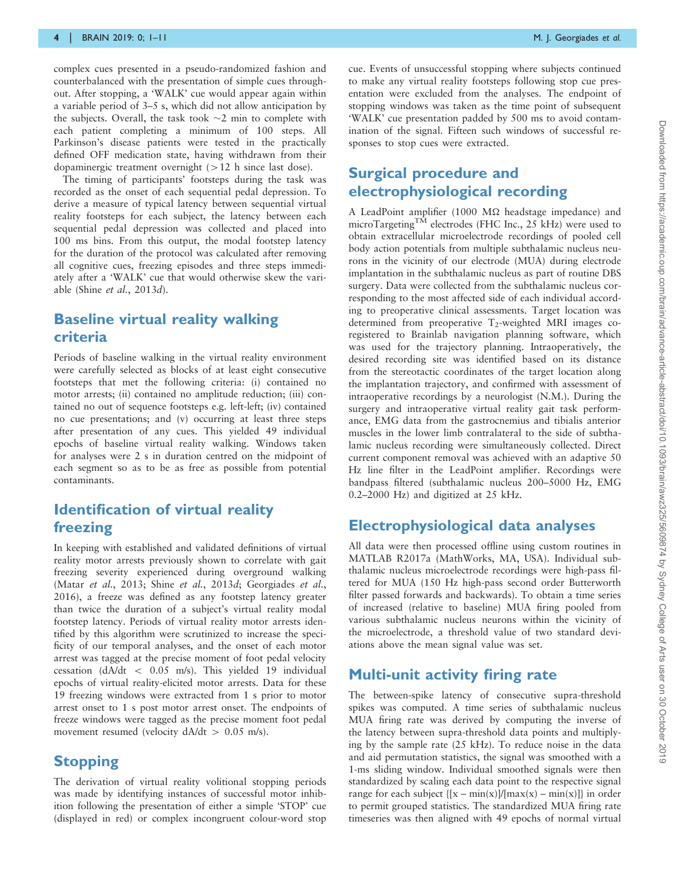complex cues presented in a pseudo-randomized fashion and counterbalanced with the presentation of simple cues throughout. After stopping, a 'WALK' cue would appear again within a variable period of 3–5 s, which did not allow anticipation by the subjects. Overall, the task took ~2 min to complete with each patient completing a minimum of 100 steps. All Parkinson's disease patients were tested in the practically defined OFF medication state, having withdrawn from their dopaminergic treatment overnight (>12 h since last dose).

The timing of participants' footsteps during the task was recorded as the onset of each sequential pedal depression. To derive a measure of typical latency between sequential virtual reality footsteps for each subject, the latency between each sequential pedal depression was collected and placed into 100 ms bins. From this output, the modal footstep latency for the duration of the protocol was calculated after removing all cognitive cues, freezing episodes and three steps immediately after a 'WALK' cue that would otherwise skew the variable (Shine *et al.*, 2013*d*).

## Baseline virtual reality walking criteria

Periods of baseline walking in the virtual reality environment were carefully selected as blocks of at least eight consecutive footsteps that met the following criteria: (i) contained no motor arrests; (ii) contained no amplitude reduction; (iii) contained no out of sequence footsteps e.g. left-left; (iv) contained no cue presentations; and (v) occurring at least three steps after presentation of any cues. This yielded 49 individual epochs of baseline virtual reality walking. Windows taken for analyses were 2 s in duration centred on the midpoint of each segment so as to be as free as possible from potential contaminants.

## Identification of virtual reality freezing

In keeping with established and validated definitions of virtual reality motor arrests previously shown to correlate with gait freezing severity experienced during overground walking (Matar *et al.*, 2013; Shine *et al.*, 2013*d*; Georgiades *et al.*, 2016), a freeze was defined as any footstep latency greater than twice the duration of a subject's virtual reality modal footstep latency. Periods of virtual reality motor arrests identified by this algorithm were scrutinized to increase the specificity of our temporal analyses, and the onset of each motor arrest was tagged at the precise moment of foot pedal velocity cessation ($dA/dt < 0.05$ m/s). This yielded 19 individual epochs of virtual reality-elicited motor arrests. Data for these 19 freezing windows were extracted from 1 s prior to motor arrest onset to 1 s post motor arrest onset. The endpoints of freeze windows were tagged as the precise moment foot pedal movement resumed (velocity $dA/dt > 0.05$ m/s).

## Stopping

The derivation of virtual reality volitional stopping periods was made by identifying instances of successful motor inhibition following the presentation of either a simple 'STOP' cue (displayed in red) or complex incongruent colour-word stop cue. Events of unsuccessful stopping where subjects continued to make any virtual reality footsteps following stop cue presentation were excluded from the analyses. The endpoint of stopping windows was taken as the time point of subsequent 'WALK' cue presentation padded by 500 ms to avoid contamination of the signal. Fifteen such windows of successful responses to stop cues were extracted.

## Surgical procedure and electrophysiological recording

A LeadPoint amplifier (1000 MΩ headstage impedance) and microTargeting™ electrodes (FHC Inc., 25 kHz) were used to obtain extracellular microelectrode recordings of pooled cell body action potentials from multiple subthalamic nucleus neurons in the vicinity of our electrode (MUA) during electrode implantation in the subthalamic nucleus as part of routine DBS surgery. Data were collected from the subthalamic nucleus corresponding to the most affected side of each individual according to preoperative clinical assessments. Target location was determined from preoperative $T_2$-weighted MRI images co-registered to Brainlab navigation planning software, which was used for the trajectory planning. Intraoperatively, the desired recording site was identified based on its distance from the stereotactic coordinates of the target location along the implantation trajectory, and confirmed with assessment of intraoperative recordings by a neurologist (N.M.). During the surgery and intraoperative virtual reality gait task performance, EMG data from the gastrocnemius and tibialis anterior muscles in the lower limb contralateral to the side of subthalamic nucleus recording were simultaneously collected. Direct current component removal was achieved with an adaptive 50 Hz line filter in the LeadPoint amplifier. Recordings were bandpass filtered (subthalamic nucleus 200–5000 Hz, EMG 0.2–2000 Hz) and digitized at 25 kHz.

## Electrophysiological data analyses

All data were then processed offline using custom routines in MATLAB R2017a (MathWorks, MA, USA). Individual subthalamic nucleus microelectrode recordings were high-pass filtered for MUA (150 Hz high-pass second order Butterworth filter passed forwards and backwards). To obtain a time series of increased (relative to baseline) MUA firing pooled from various subthalamic nucleus neurons within the vicinity of the microelectrode, a threshold value of two standard deviations above the mean signal value was set.

## Multi-unit activity firing rate

The between-spike latency of consecutive supra-threshold spikes was computed. A time series of subthalamic nucleus MUA firing rate was derived by computing the inverse of the latency between supra-threshold data points and multiplying by the sample rate (25 kHz). To reduce noise in the data and aid permutation statistics, the signal was smoothed with a 1-ms sliding window. Individual smoothed signals were then standardized by scaling each data point to the respective signal range for each subject $\{[x - \min(x)]/[\max(x) - \min(x)]\}$ in order to permit grouped statistics. The standardized MUA firing rate timeseries was then aligned with 49 epochs of normal virtual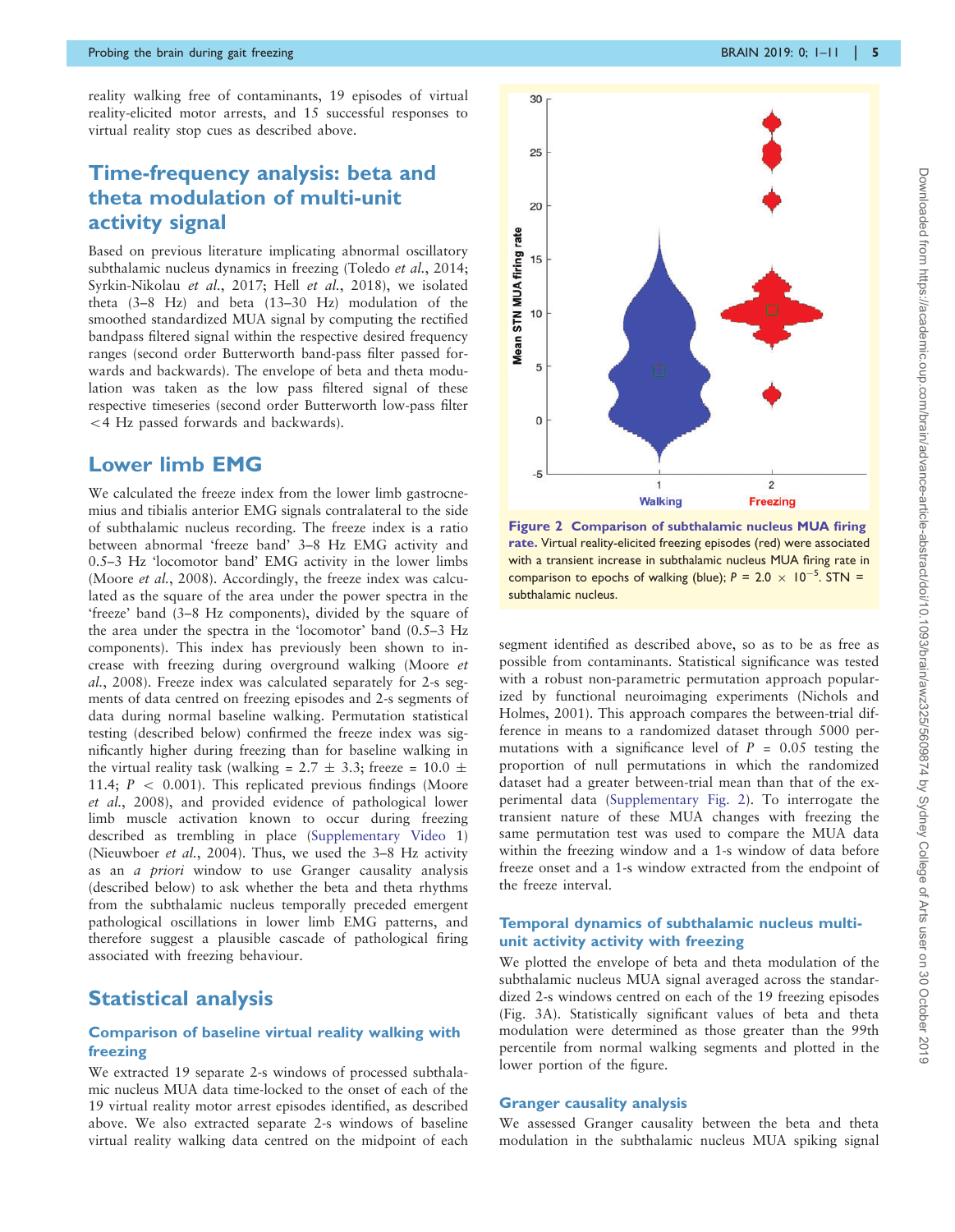reality walking free of contaminants, 19 episodes of virtual reality-elicited motor arrests, and 15 successful responses to virtual reality stop cues as described above.

## Time-frequency analysis: beta and theta modulation of multi-unit activity signal

Based on previous literature implicating abnormal oscillatory subthalamic nucleus dynamics in freezing (Toledo *et al.*, 2014; Syrkin-Nikolau *et al.*, 2017; Hell *et al.*, 2018), we isolated theta (3–8 Hz) and beta (13–30 Hz) modulation of the smoothed standardized MUA signal by computing the rectified bandpass filtered signal within the respective desired frequency ranges (second order Butterworth band-pass filter passed forwards and backwards). The envelope of beta and theta modulation was taken as the low pass filtered signal of these respective timeseries (second order Butterworth low-pass filter <4 Hz passed forwards and backwards).

## Lower limb EMG

We calculated the freeze index from the lower limb gastrocnemius and tibialis anterior EMG signals contralateral to the side of subthalamic nucleus recording. The freeze index is a ratio between abnormal 'freeze band' 3–8 Hz EMG activity and 0.5–3 Hz 'locomotor band' EMG activity in the lower limbs (Moore *et al.*, 2008). Accordingly, the freeze index was calculated as the square of the area under the power spectra in the 'freeze' band (3–8 Hz components), divided by the square of the area under the spectra in the 'locomotor' band (0.5–3 Hz components). This index has previously been shown to increase with freezing during overground walking (Moore *et al.*, 2008). Freeze index was calculated separately for 2-s segments of data centred on freezing episodes and 2-s segments of data during normal baseline walking. Permutation statistical testing (described below) confirmed the freeze index was significantly higher during freezing than for baseline walking in the virtual reality task (walking = 2.7 ± 3.3; freeze = 10.0 ± 11.4; $P < 0.001$). This replicated previous findings (Moore *et al.*, 2008), and provided evidence of pathological lower limb muscle activation known to occur during freezing described as trembling in place (Supplementary Video 1) (Nieuwboer *et al.*, 2004). Thus, we used the 3–8 Hz activity as an *a priori* window to use Granger causality analysis (described below) to ask whether the beta and theta rhythms from the subthalamic nucleus temporally preceded emergent pathological oscillations in lower limb EMG patterns, and therefore suggest a plausible cascade of pathological firing associated with freezing behaviour.

## Statistical analysis

### Comparison of baseline virtual reality walking with freezing

We extracted 19 separate 2-s windows of processed subthalamic nucleus MUA data time-locked to the onset of each of the 19 virtual reality motor arrest episodes identified, as described above. We also extracted separate 2-s windows of baseline virtual reality walking data centred on the midpoint of each segment identified as described above, so as to be as free as possible from contaminants. Statistical significance was tested with a robust non-parametric permutation approach popularized by functional neuroimaging experiments (Nichols and Holmes, 2001). This approach compares the between-trial difference in means to a randomized dataset through 5000 permutations with a significance level of $P = 0.05$ testing the proportion of null permutations in which the randomized dataset had a greater between-trial mean than that of the experimental data (Supplementary Fig. 2). To interrogate the transient nature of these MUA changes with freezing the same permutation test was used to compare the MUA data within the freezing window and a 1-s window of data before freeze onset and a 1-s window extracted from the endpoint of the freeze interval.

**Figure 2 Comparison of subthalamic nucleus MUA firing rate.** Virtual reality-elicited freezing episodes (red) were associated with a transient increase in subthalamic nucleus MUA firing rate in comparison to epochs of walking (blue); $P = 2.0 \times 10^{-5}$. STN = subthalamic nucleus.

### Temporal dynamics of subthalamic nucleus multi-unit activity activity with freezing

We plotted the envelope of beta and theta modulation of the subthalamic nucleus MUA signal averaged across the standardized 2-s windows centred on each of the 19 freezing episodes (Fig. 3A). Statistically significant values of beta and theta modulation were determined as those greater than the 99th percentile from normal walking segments and plotted in the lower portion of the figure.

### Granger causality analysis

We assessed Granger causality between the beta and theta modulation in the subthalamic nucleus MUA spiking signal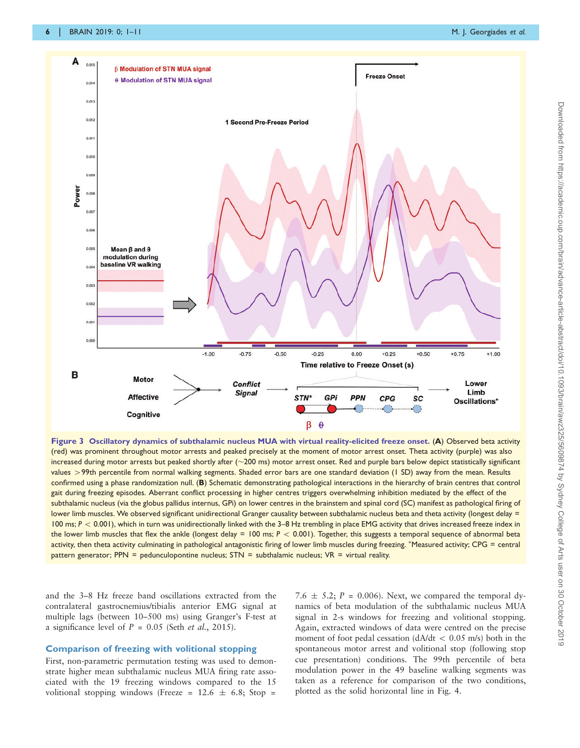**Figure 3 Oscillatory dynamics of subthalamic nucleus MUA with virtual reality-elicited freeze onset.** (**A**) Observed beta activity (red) was prominent throughout motor arrests and peaked precisely at the moment of motor arrest onset. Theta activity (purple) was also increased during motor arrests but peaked shortly after (~200 ms) motor arrest onset. Red and purple bars below depict statistically significant values > 99th percentile from normal walking segments. Shaded error bars are one standard deviation (1 SD) away from the mean. Results confirmed using a phase randomization null. (**B**) Schematic demonstrating pathological interactions in the hierarchy of brain centres that control gait during freezing episodes. Aberrant conflict processing in higher centres triggers overwhelming inhibition mediated by the effect of the subthalamic nucleus (via the globus pallidus internus, GPi) on lower centres in the brainstem and spinal cord (SC) manifest as pathological firing of lower limb muscles. We observed significant unidirectional Granger causality between subthalamic nucleus beta and theta activity (longest delay = 100 ms; $P < 0.001$), which in turn was unidirectionally linked with the 3–8 Hz trembling in place EMG activity that drives increased freeze index in the lower limb muscles that flex the ankle (longest delay = 100 ms; $P < 0.001$). Together, this suggests a temporal sequence of abnormal beta activity, then theta activity culminating in pathological antagonistic firing of lower limb muscles during freezing. *Measured activity; CPG = central pattern generator; PPN = pedunculopontine nucleus; STN = subthalamic nucleus; VR = virtual reality.

and the 3–8 Hz freeze band oscillations extracted from the contralateral gastrocnemius/tibialis anterior EMG signal at multiple lags (between 10–500 ms) using Granger's F-test at a significance level of $P = 0.05$ (Seth *et al.*, 2015).

## Comparison of freezing with volitional stopping

First, non-parametric permutation testing was used to demonstrate higher mean subthalamic nucleus MUA firing rate associated with the 19 freezing windows compared to the 15 volitional stopping windows (Freeze = 12.6 ± 6.8; Stop = 7.6 ± 5.2; $P = 0.006$). Next, we compared the temporal dynamics of beta modulation of the subthalamic nucleus MUA signal in 2-s windows for freezing and volitional stopping. Again, extracted windows of data were centred on the precise moment of foot pedal cessation ($dA/dt < 0.05$ m/s) both in the spontaneous motor arrest and volitional stop (following stop cue presentation) conditions. The 99th percentile of beta modulation power in the 49 baseline walking segments was taken as a reference for comparison of the two conditions, plotted as the solid horizontal line in Fig. 4.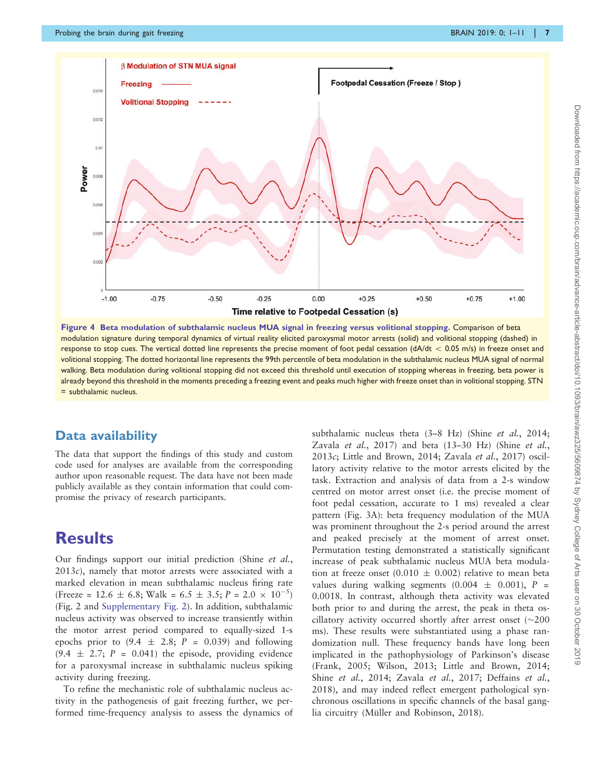Figure 4 **Beta modulation of subthalamic nucleus MUA signal in freezing versus volitional stopping.** Comparison of beta modulation signature during temporal dynamics of virtual reality elicited paroxysmal motor arrests (solid) and volitional stopping (dashed) in response to stop cues. The vertical dotted line represents the precise moment of foot pedal cessation (dA/dt < 0.05 m/s) in freeze onset and volitional stopping. The dotted horizontal line represents the 99th percentile of beta modulation in the subthalamic nucleus MUA signal of normal walking. Beta modulation during volitional stopping did not exceed this threshold until execution of stopping whereas in freezing, beta power is already beyond this threshold in the moments preceding a freezing event and peaks much higher with freeze onset than in volitional stopping. STN = subthalamic nucleus.

## Data availability

The data that support the findings of this study and custom code used for analyses are available from the corresponding author upon reasonable request. The data have not been made publicly available as they contain information that could compromise the privacy of research participants.

# Results

Our findings support our initial prediction (Shine *et al.*, 2013*c*), namely that motor arrests were associated with a marked elevation in mean subthalamic nucleus firing rate (Freeze = 12.6 ± 6.8; Walk = 6.5 ± 3.5; $P = 2.0 \times 10^{-5}$) (Fig. 2 and Supplementary Fig. 2). In addition, subthalamic nucleus activity was observed to increase transiently within the motor arrest period compared to equally-sized 1-s epochs prior to (9.4 ± 2.8; $P$ = 0.039) and following (9.4 ± 2.7; $P$ = 0.041) the episode, providing evidence for a paroxysmal increase in subthalamic nucleus spiking activity during freezing.

To refine the mechanistic role of subthalamic nucleus activity in the pathogenesis of gait freezing further, we performed time-frequency analysis to assess the dynamics of subthalamic nucleus theta (3–8 Hz) (Shine *et al.*, 2014; Zavala *et al.*, 2017) and beta (13–30 Hz) (Shine *et al.*, 2013*c*; Little and Brown, 2014; Zavala *et al.*, 2017) oscillatory activity relative to the motor arrests elicited by the task. Extraction and analysis of data from a 2-s window centred on motor arrest onset (i.e. the precise moment of foot pedal cessation, accurate to 1 ms) revealed a clear pattern (Fig. 3A): beta frequency modulation of the MUA was prominent throughout the 2-s period around the arrest and peaked precisely at the moment of arrest onset. Permutation testing demonstrated a statistically significant increase of peak subthalamic nucleus MUA beta modulation at freeze onset (0.010 ± 0.002) relative to mean beta values during walking segments (0.004 ± 0.001), $P$ = 0.0018. In contrast, although theta activity was elevated both prior to and during the arrest, the peak in theta oscillatory activity occurred shortly after arrest onset (~200 ms). These results were substantiated using a phase randomization null. These frequency bands have long been implicated in the pathophysiology of Parkinson's disease (Frank, 2005; Wilson, 2013; Little and Brown, 2014; Shine *et al.*, 2014; Zavala *et al.*, 2017; Deffains *et al.*, 2018), and may indeed reflect emergent pathological synchronous oscillations in specific channels of the basal ganglia circuitry (Müller and Robinson, 2018).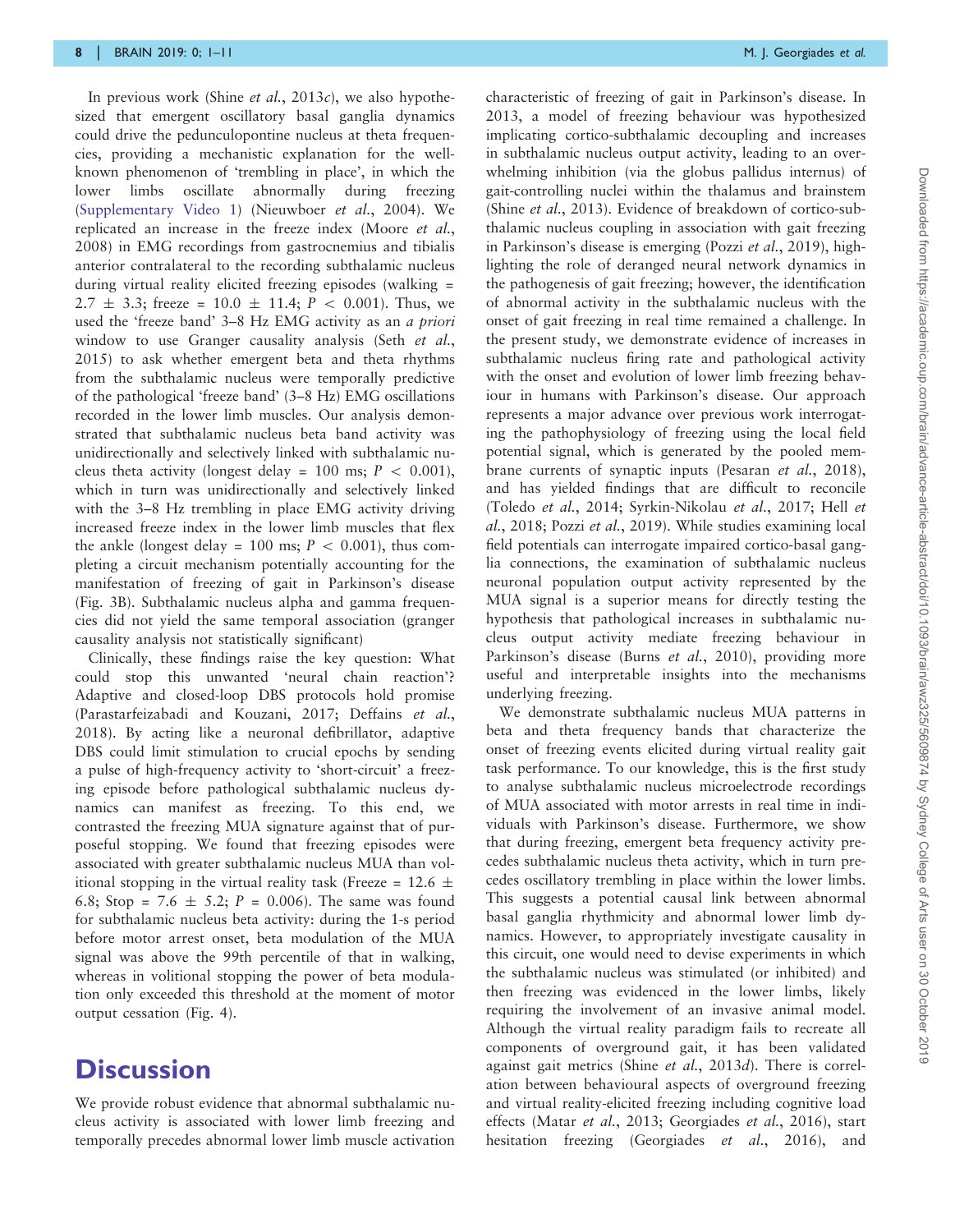In previous work (Shine *et al.*, 2013*c*), we also hypothesized that emergent oscillatory basal ganglia dynamics could drive the pedunculopontine nucleus at theta frequencies, providing a mechanistic explanation for the well-known phenomenon of 'trembling in place', in which the lower limbs oscillate abnormally during freezing (Supplementary Video 1) (Nieuwboer *et al.*, 2004). We replicated an increase in the freeze index (Moore *et al.*, 2008) in EMG recordings from gastrocnemius and tibialis anterior contralateral to the recording subthalamic nucleus during virtual reality elicited freezing episodes (walking = 2.7 ± 3.3; freeze = 10.0 ± 11.4; $P < 0.001$). Thus, we used the 'freeze band' 3–8 Hz EMG activity as an *a priori* window to use Granger causality analysis (Seth *et al.*, 2015) to ask whether emergent beta and theta rhythms from the subthalamic nucleus were temporally predictive of the pathological 'freeze band' (3–8 Hz) EMG oscillations recorded in the lower limb muscles. Our analysis demonstrated that subthalamic nucleus beta band activity was unidirectionally and selectively linked with subthalamic nucleus theta activity (longest delay = 100 ms; $P < 0.001$), which in turn was unidirectionally and selectively linked with the 3–8 Hz trembling in place EMG activity driving increased freeze index in the lower limb muscles that flex the ankle (longest delay = 100 ms; $P < 0.001$), thus completing a circuit mechanism potentially accounting for the manifestation of freezing of gait in Parkinson's disease (Fig. 3B). Subthalamic nucleus alpha and gamma frequencies did not yield the same temporal association (granger causality analysis not statistically significant)

Clinically, these findings raise the key question: What could stop this unwanted 'neural chain reaction'? Adaptive and closed-loop DBS protocols hold promise (Parastarfeizabadi and Kouzani, 2017; Deffains *et al.*, 2018). By acting like a neuronal defibrillator, adaptive DBS could limit stimulation to crucial epochs by sending a pulse of high-frequency activity to 'short-circuit' a freezing episode before pathological subthalamic nucleus dynamics can manifest as freezing. To this end, we contrasted the freezing MUA signature against that of purposeful stopping. We found that freezing episodes were associated with greater subthalamic nucleus MUA than volitional stopping in the virtual reality task (Freeze = 12.6 ± 6.8; Stop = 7.6 ± 5.2; $P = 0.006$). The same was found for subthalamic nucleus beta activity: during the 1-s period before motor arrest onset, beta modulation of the MUA signal was above the 99th percentile of that in walking, whereas in volitional stopping the power of beta modulation only exceeded this threshold at the moment of motor output cessation (Fig. 4).

# Discussion

We provide robust evidence that abnormal subthalamic nucleus activity is associated with lower limb freezing and temporally precedes abnormal lower limb muscle activation characteristic of freezing of gait in Parkinson's disease. In 2013, a model of freezing behaviour was hypothesized implicating cortico-subthalamic decoupling and increases in subthalamic nucleus output activity, leading to an overwhelming inhibition (via the globus pallidus internus) of gait-controlling nuclei within the thalamus and brainstem (Shine *et al.*, 2013). Evidence of breakdown of cortico-subthalamic nucleus coupling in association with gait freezing in Parkinson's disease is emerging (Pozzi *et al.*, 2019), highlighting the role of deranged neural network dynamics in the pathogenesis of gait freezing; however, the identification of abnormal activity in the subthalamic nucleus with the onset of gait freezing in real time remained a challenge. In the present study, we demonstrate evidence of increases in subthalamic nucleus firing rate and pathological activity with the onset and evolution of lower limb freezing behaviour in humans with Parkinson's disease. Our approach represents a major advance over previous work interrogating the pathophysiology of freezing using the local field potential signal, which is generated by the pooled membrane currents of synaptic inputs (Pesaran *et al.*, 2018), and has yielded findings that are difficult to reconcile (Toledo *et al.*, 2014; Syrkin-Nikolau *et al.*, 2017; Hell *et al.*, 2018; Pozzi *et al.*, 2019). While studies examining local field potentials can interrogate impaired cortico-basal ganglia connections, the examination of subthalamic nucleus neuronal population output activity represented by the MUA signal is a superior means for directly testing the hypothesis that pathological increases in subthalamic nucleus output activity mediate freezing behaviour in Parkinson's disease (Burns *et al.*, 2010), providing more useful and interpretable insights into the mechanisms underlying freezing.

We demonstrate subthalamic nucleus MUA patterns in beta and theta frequency bands that characterize the onset of freezing events elicited during virtual reality gait task performance. To our knowledge, this is the first study to analyse subthalamic nucleus microelectrode recordings of MUA associated with motor arrests in real time in individuals with Parkinson's disease. Furthermore, we show that during freezing, emergent beta frequency activity precedes subthalamic nucleus theta activity, which in turn precedes oscillatory trembling in place within the lower limbs. This suggests a potential causal link between abnormal basal ganglia rhythmicity and abnormal lower limb dynamics. However, to appropriately investigate causality in this circuit, one would need to devise experiments in which the subthalamic nucleus was stimulated (or inhibited) and then freezing was evidenced in the lower limbs, likely requiring the involvement of an invasive animal model. Although the virtual reality paradigm fails to recreate all components of overground gait, it has been validated against gait metrics (Shine *et al.*, 2013*d*). There is correlation between behavioural aspects of overground freezing and virtual reality-elicited freezing including cognitive load effects (Matar *et al.*, 2013; Georgiades *et al.*, 2016), start hesitation freezing (Georgiades *et al.*, 2016), and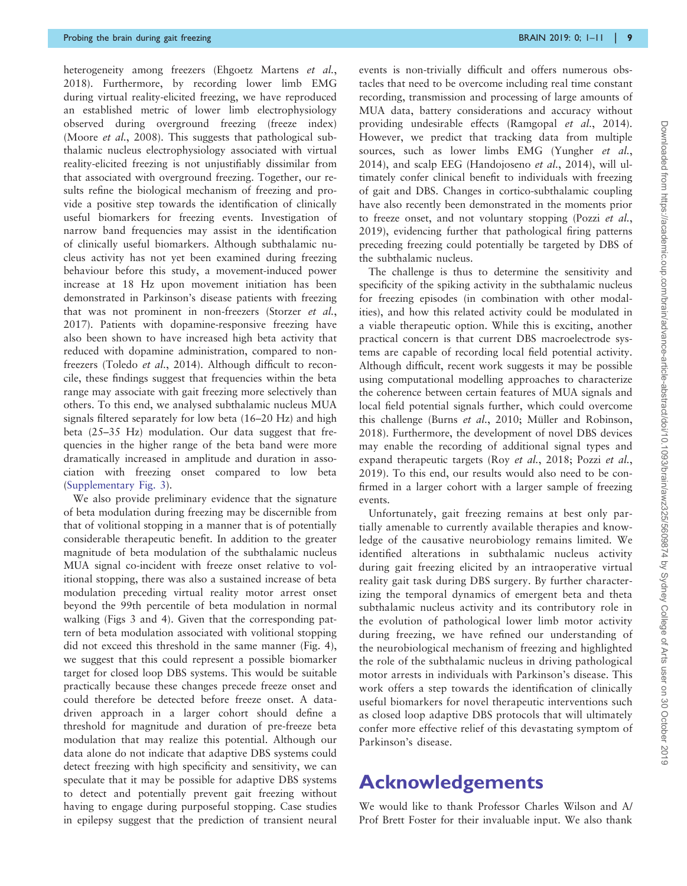heterogeneity among freezers (Ehgoetz Martens *et al.*, 2018). Furthermore, by recording lower limb EMG during virtual reality-elicited freezing, we have reproduced an established metric of lower limb electrophysiology observed during overground freezing (freeze index) (Moore *et al.*, 2008). This suggests that pathological subthalamic nucleus electrophysiology associated with virtual reality-elicited freezing is not unjustifiably dissimilar from that associated with overground freezing. Together, our results refine the biological mechanism of freezing and provide a positive step towards the identification of clinically useful biomarkers for freezing events. Investigation of narrow band frequencies may assist in the identification of clinically useful biomarkers. Although subthalamic nucleus activity has not yet been examined during freezing behaviour before this study, a movement-induced power increase at 18 Hz upon movement initiation has been demonstrated in Parkinson's disease patients with freezing that was not prominent in non-freezers (Storzer *et al.*, 2017). Patients with dopamine-responsive freezing have also been shown to have increased high beta activity that reduced with dopamine administration, compared to non-freezers (Toledo *et al.*, 2014). Although difficult to reconcile, these findings suggest that frequencies within the beta range may associate with gait freezing more selectively than others. To this end, we analysed subthalamic nucleus MUA signals filtered separately for low beta (16–20 Hz) and high beta (25–35 Hz) modulation. Our data suggest that frequencies in the higher range of the beta band were more dramatically increased in amplitude and duration in association with freezing onset compared to low beta (Supplementary Fig. 3).

We also provide preliminary evidence that the signature of beta modulation during freezing may be discernible from that of volitional stopping in a manner that is of potentially considerable therapeutic benefit. In addition to the greater magnitude of beta modulation of the subthalamic nucleus MUA signal co-incident with freeze onset relative to volitional stopping, there was also a sustained increase of beta modulation preceding virtual reality motor arrest onset beyond the 99th percentile of beta modulation in normal walking (Figs 3 and 4). Given that the corresponding pattern of beta modulation associated with volitional stopping did not exceed this threshold in the same manner (Fig. 4), we suggest that this could represent a possible biomarker target for closed loop DBS systems. This would be suitable practically because these changes precede freeze onset and could therefore be detected before freeze onset. A data-driven approach in a larger cohort should define a threshold for magnitude and duration of pre-freeze beta modulation that may realize this potential. Although our data alone do not indicate that adaptive DBS systems could detect freezing with high specificity and sensitivity, we can speculate that it may be possible for adaptive DBS systems to detect and potentially prevent gait freezing without having to engage during purposeful stopping. Case studies in epilepsy suggest that the prediction of transient neural events is non-trivially difficult and offers numerous obstacles that need to be overcome including real time constant recording, transmission and processing of large amounts of MUA data, battery considerations and accuracy without providing undesirable effects (Ramgopal *et al.*, 2014). However, we predict that tracking data from multiple sources, such as lower limbs EMG (Yungher *et al.*, 2014), and scalp EEG (Handojoseno *et al.*, 2014), will ultimately confer clinical benefit to individuals with freezing of gait and DBS. Changes in cortico-subthalamic coupling have also recently been demonstrated in the moments prior to freeze onset, and not voluntary stopping (Pozzi *et al.*, 2019), evidencing further that pathological firing patterns preceding freezing could potentially be targeted by DBS of the subthalamic nucleus.

The challenge is thus to determine the sensitivity and specificity of the spiking activity in the subthalamic nucleus for freezing episodes (in combination with other modalities), and how this related activity could be modulated in a viable therapeutic option. While this is exciting, another practical concern is that current DBS macroelectrode systems are capable of recording local field potential activity. Although difficult, recent work suggests it may be possible using computational modelling approaches to characterize the coherence between certain features of MUA signals and local field potential signals further, which could overcome this challenge (Burns *et al.*, 2010; Müller and Robinson, 2018). Furthermore, the development of novel DBS devices may enable the recording of additional signal types and expand therapeutic targets (Roy *et al.*, 2018; Pozzi *et al.*, 2019). To this end, our results would also need to be confirmed in a larger cohort with a larger sample of freezing events.

Unfortunately, gait freezing remains at best only partially amenable to currently available therapies and knowledge of the causative neurobiology remains limited. We identified alterations in subthalamic nucleus activity during gait freezing elicited by an intraoperative virtual reality gait task during DBS surgery. By further characterizing the temporal dynamics of emergent beta and theta subthalamic nucleus activity and its contributory role in the evolution of pathological lower limb motor activity during freezing, we have refined our understanding of the neurobiological mechanism of freezing and highlighted the role of the subthalamic nucleus in driving pathological motor arrests in individuals with Parkinson's disease. This work offers a step towards the identification of clinically useful biomarkers for novel therapeutic interventions such as closed loop adaptive DBS protocols that will ultimately confer more effective relief of this devastating symptom of Parkinson's disease.

# Acknowledgements

We would like to thank Professor Charles Wilson and A/Prof Brett Foster for their invaluable input. We also thank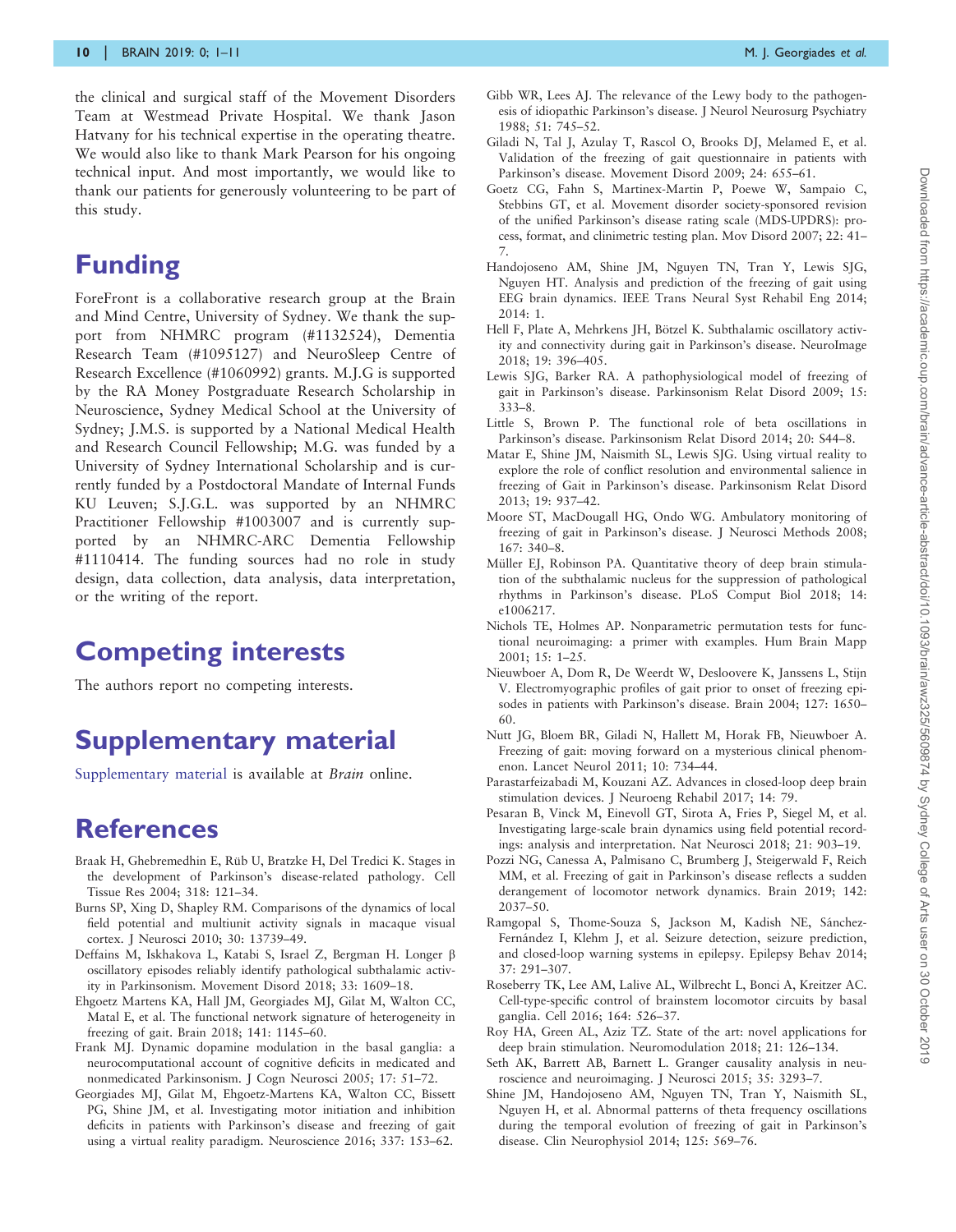the clinical and surgical staff of the Movement Disorders Team at Westmead Private Hospital. We thank Jason Hatvany for his technical expertise in the operating theatre. We would also like to thank Mark Pearson for his ongoing technical input. And most importantly, we would like to thank our patients for generously volunteering to be part of this study.

# Funding

ForeFront is a collaborative research group at the Brain and Mind Centre, University of Sydney. We thank the support from NHMRC program (#1132524), Dementia Research Team (#1095127) and NeuroSleep Centre of Research Excellence (#1060992) grants. M.J.G is supported by the RA Money Postgraduate Research Scholarship in Neuroscience, Sydney Medical School at the University of Sydney; J.M.S. is supported by a National Medical Health and Research Council Fellowship; M.G. was funded by a University of Sydney International Scholarship and is currently funded by a Postdoctoral Mandate of Internal Funds KU Leuven; S.J.G.L. was supported by an NHMRC Practitioner Fellowship #1003007 and is currently supported by an NHMRC-ARC Dementia Fellowship #1110414. The funding sources had no role in study design, data collection, data analysis, data interpretation, or the writing of the report.

# Competing interests

The authors report no competing interests.

# Supplementary material

Supplementary material is available at *Brain* online.

# References

Braak H, Ghebremedhin E, Rüb U, Bratzke H, Del Tredici K. Stages in the development of Parkinson's disease-related pathology. Cell Tissue Res 2004; 318: 121–34.

Burns SP, Xing D, Shapley RM. Comparisons of the dynamics of local field potential and multiunit activity signals in macaque visual cortex. J Neurosci 2010; 30: 13739–49.

Deffains M, Iskhakova L, Katabi S, Israel Z, Bergman H. Longer β oscillatory episodes reliably identify pathological subthalamic activity in Parkinsonism. Movement Disord 2018; 33: 1609–18.

Ehgoetz Martens KA, Hall JM, Georgiades MJ, Gilat M, Walton CC, Matal E, et al. The functional network signature of heterogeneity in freezing of gait. Brain 2018; 141: 1145–60.

Frank MJ. Dynamic dopamine modulation in the basal ganglia: a neurocomputational account of cognitive deficits in medicated and nonmedicated Parkinsonism. J Cogn Neurosci 2005; 17: 51–72.

Georgiades MJ, Gilat M, Ehgoetz-Martens KA, Walton CC, Bissett PG, Shine JM, et al. Investigating motor initiation and inhibition deficits in patients with Parkinson's disease and freezing of gait using a virtual reality paradigm. Neuroscience 2016; 337: 153–62.

Gibb WR, Lees AJ. The relevance of the Lewy body to the pathogenesis of idiopathic Parkinson's disease. J Neurol Neurosurg Psychiatry 1988; 51: 745–52.

Giladi N, Tal J, Azulay T, Rascol O, Brooks DJ, Melamed E, et al. Validation of the freezing of gait questionnaire in patients with Parkinson's disease. Movement Disord 2009; 24: 655–61.

Goetz CG, Fahn S, Martinex-Martin P, Poewe W, Sampaio C, Stebbins GT, et al. Movement disorder society-sponsored revision of the unified Parkinson's disease rating scale (MDS-UPDRS): process, format, and clinimetric testing plan. Mov Disord 2007; 22: 41–7.

Handojoseno AM, Shine JM, Nguyen TN, Tran Y, Lewis SJG, Nguyen HT. Analysis and prediction of the freezing of gait using EEG brain dynamics. IEEE Trans Neural Syst Rehabil Eng 2014; 2014: 1.

Hell F, Plate A, Mehrkens JH, Bötzel K. Subthalamic oscillatory activity and connectivity during gait in Parkinson's disease. NeuroImage 2018; 19: 396–405.

Lewis SJG, Barker RA. A pathophysiological model of freezing of gait in Parkinson's disease. Parkinsonism Relat Disord 2009; 15: 333–8.

Little S, Brown P. The functional role of beta oscillations in Parkinson's disease. Parkinsonism Relat Disord 2014; 20: S44–8.

Matar E, Shine JM, Naismith SL, Lewis SJG. Using virtual reality to explore the role of conflict resolution and environmental salience in freezing of Gait in Parkinson's disease. Parkinsonism Relat Disord 2013; 19: 937–42.

Moore ST, MacDougall HG, Ondo WG. Ambulatory monitoring of freezing of gait in Parkinson's disease. J Neurosci Methods 2008; 167: 340–8.

Müller EJ, Robinson PA. Quantitative theory of deep brain stimulation of the subthalamic nucleus for the suppression of pathological rhythms in Parkinson's disease. PLoS Comput Biol 2018; 14: e1006217.

Nichols TE, Holmes AP. Nonparametric permutation tests for functional neuroimaging: a primer with examples. Hum Brain Mapp 2001; 15: 1–25.

Nieuwboer A, Dom R, De Weerdt W, Desloovere K, Janssens L, Stijn V. Electromyographic profiles of gait prior to onset of freezing episodes in patients with Parkinson's disease. Brain 2004; 127: 1650–60.

Nutt JG, Bloem BR, Giladi N, Hallett M, Horak FB, Nieuwboer A. Freezing of gait: moving forward on a mysterious clinical phenomenon. Lancet Neurol 2011; 10: 734–44.

Parastarfeizabadi M, Kouzani AZ. Advances in closed-loop deep brain stimulation devices. J Neuroeng Rehabil 2017; 14: 79.

Pesaran B, Vinck M, Einevoll GT, Sirota A, Fries P, Siegel M, et al. Investigating large-scale brain dynamics using field potential recordings: analysis and interpretation. Nat Neurosci 2018; 21: 903–19.

Pozzi NG, Canessa A, Palmisano C, Brumberg J, Steigerwald F, Reich MM, et al. Freezing of gait in Parkinson's disease reflects a sudden derangement of locomotor network dynamics. Brain 2019; 142: 2037–50.

Ramgopal S, Thome-Souza S, Jackson M, Kadish NE, Sánchez-Fernández I, Klehm J, et al. Seizure detection, seizure prediction, and closed-loop warning systems in epilepsy. Epilepsy Behav 2014; 37: 291–307.

Roseberry TK, Lee AM, Lalive AL, Wilbrecht L, Bonci A, Kreitzer AC. Cell-type-specific control of brainstem locomotor circuits by basal ganglia. Cell 2016; 164: 526–37.

Roy HA, Green AL, Aziz TZ. State of the art: novel applications for deep brain stimulation. Neuromodulation 2018; 21: 126–134.

Seth AK, Barrett AB, Barnett L. Granger causality analysis in neuroscience and neuroimaging. J Neurosci 2015; 35: 3293–7.

Shine JM, Handojoseno AM, Nguyen TN, Tran Y, Naismith SL, Nguyen H, et al. Abnormal patterns of theta frequency oscillations during the temporal evolution of freezing of gait in Parkinson's disease. Clin Neurophysiol 2014; 125: 569–76.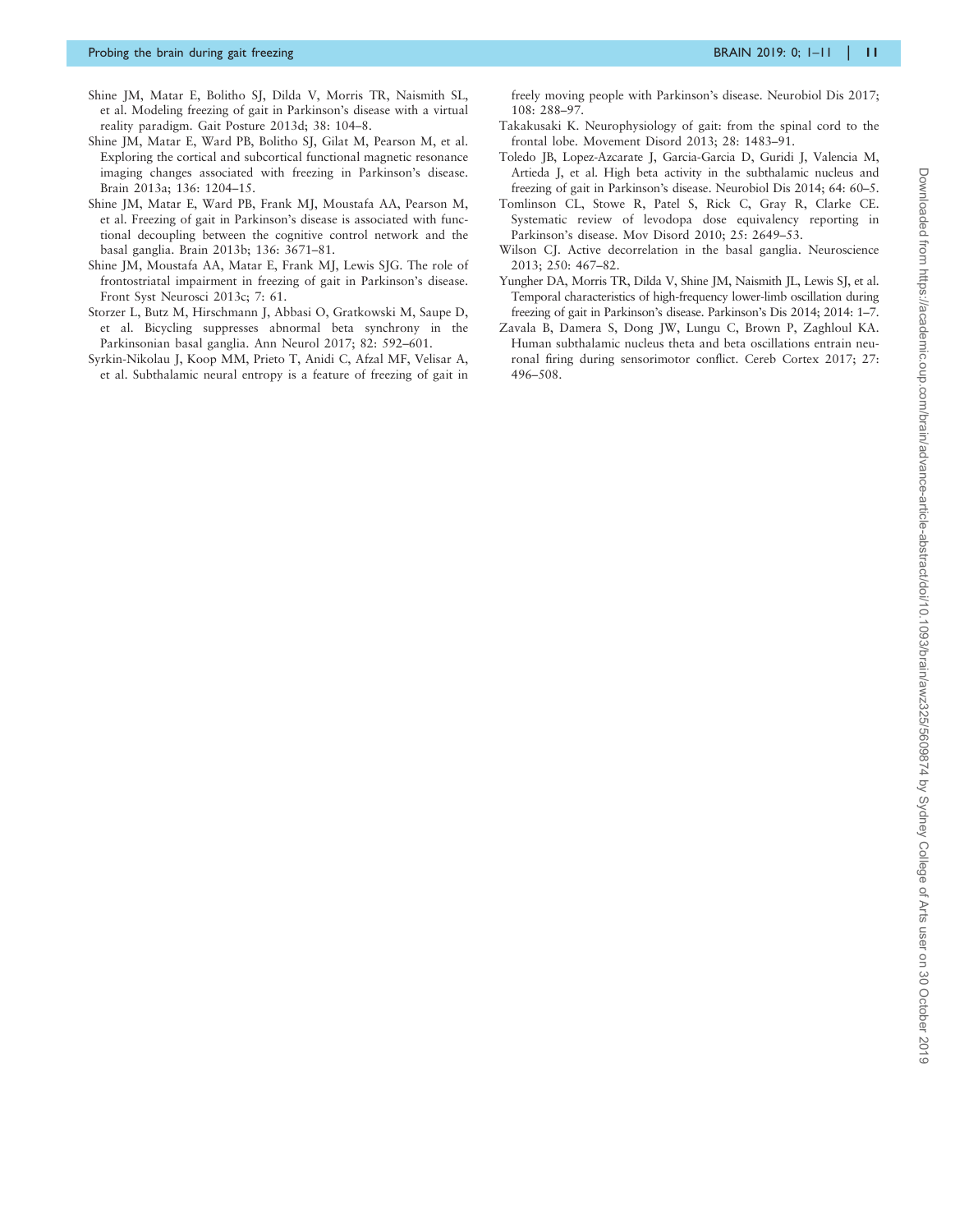Shine JM, Matar E, Bolitho SJ, Dilda V, Morris TR, Naismith SL, et al. Modeling freezing of gait in Parkinson's disease with a virtual reality paradigm. Gait Posture 2013d; 38: 104–8.

Shine JM, Matar E, Ward PB, Bolitho SJ, Gilat M, Pearson M, et al. Exploring the cortical and subcortical functional magnetic resonance imaging changes associated with freezing in Parkinson's disease. Brain 2013a; 136: 1204–15.

Shine JM, Matar E, Ward PB, Frank MJ, Moustafa AA, Pearson M, et al. Freezing of gait in Parkinson's disease is associated with functional decoupling between the cognitive control network and the basal ganglia. Brain 2013b; 136: 3671–81.

Shine JM, Moustafa AA, Matar E, Frank MJ, Lewis SJG. The role of frontostriatal impairment in freezing of gait in Parkinson's disease. Front Syst Neurosci 2013c; 7: 61.

Storzer L, Butz M, Hirschmann J, Abbasi O, Gratkowski M, Saupe D, et al. Bicycling suppresses abnormal beta synchrony in the Parkinsonian basal ganglia. Ann Neurol 2017; 82: 592–601.

Syrkin-Nikolau J, Koop MM, Prieto T, Anidi C, Afzal MF, Velisar A, et al. Subthalamic neural entropy is a feature of freezing of gait in freely moving people with Parkinson's disease. Neurobiol Dis 2017; 108: 288–97.

Takakusaki K. Neurophysiology of gait: from the spinal cord to the frontal lobe. Movement Disord 2013; 28: 1483–91.

Toledo JB, Lopez-Azcarate J, Garcia-Garcia D, Guridi J, Valencia M, Artieda J, et al. High beta activity in the subthalamic nucleus and freezing of gait in Parkinson's disease. Neurobiol Dis 2014; 64: 60–5.

Tomlinson CL, Stowe R, Patel S, Rick C, Gray R, Clarke CE. Systematic review of levodopa dose equivalency reporting in Parkinson's disease. Mov Disord 2010; 25: 2649–53.

Wilson CJ. Active decorrelation in the basal ganglia. Neuroscience 2013; 250: 467–82.

Yungher DA, Morris TR, Dilda V, Shine JM, Naismith JL, Lewis SJ, et al. Temporal characteristics of high-frequency lower-limb oscillation during freezing of gait in Parkinson's disease. Parkinson's Dis 2014; 2014: 1–7.

Zavala B, Damera S, Dong JW, Lungu C, Brown P, Zaghloul KA. Human subthalamic nucleus theta and beta oscillations entrain neuronal firing during sensorimotor conflict. Cereb Cortex 2017; 27: 496–508.